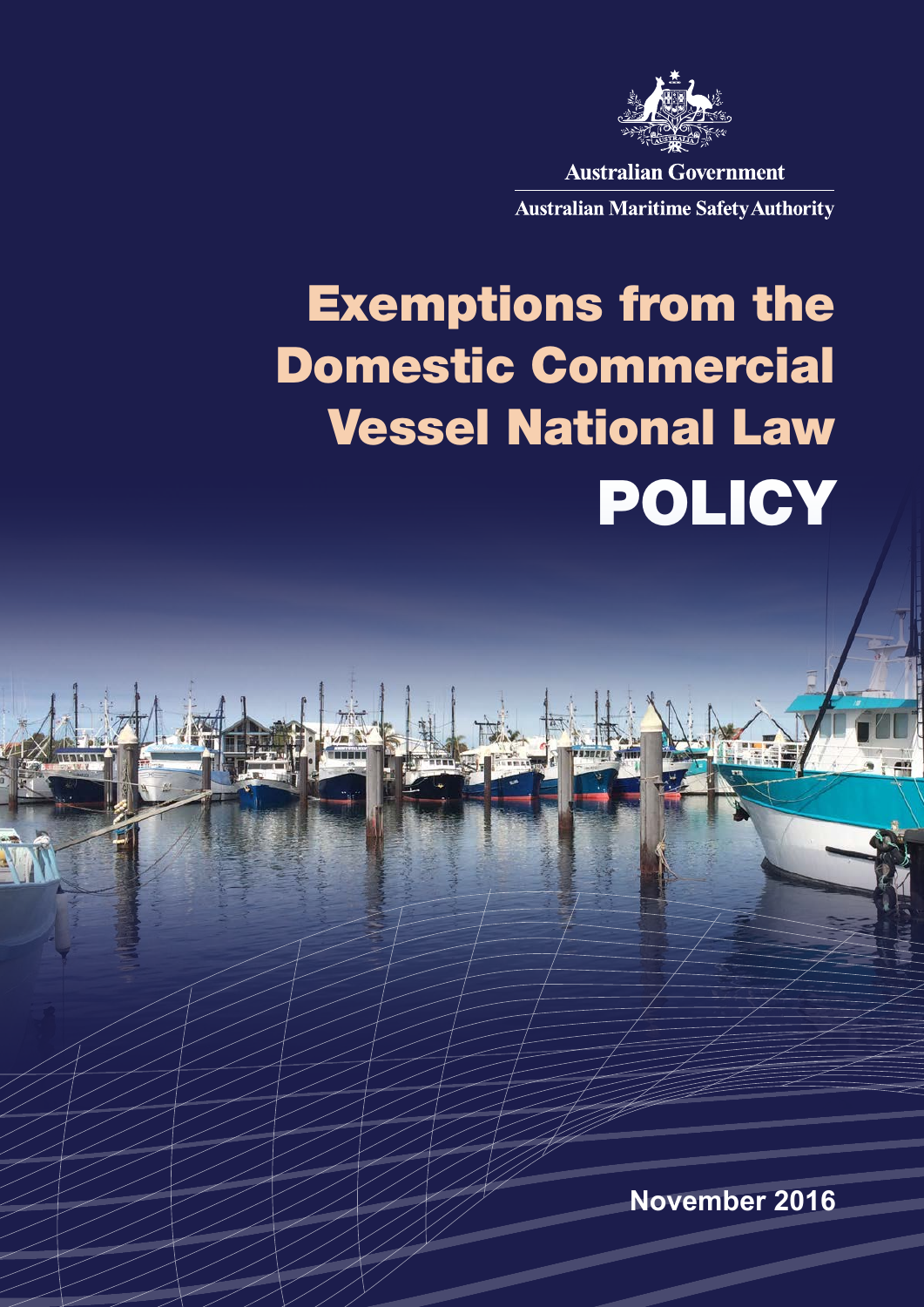Australian Government

Australian Maritime Safety Authority

# Exemptions from the Domestic Commercial Vessel National Law

# POLICY

November 2016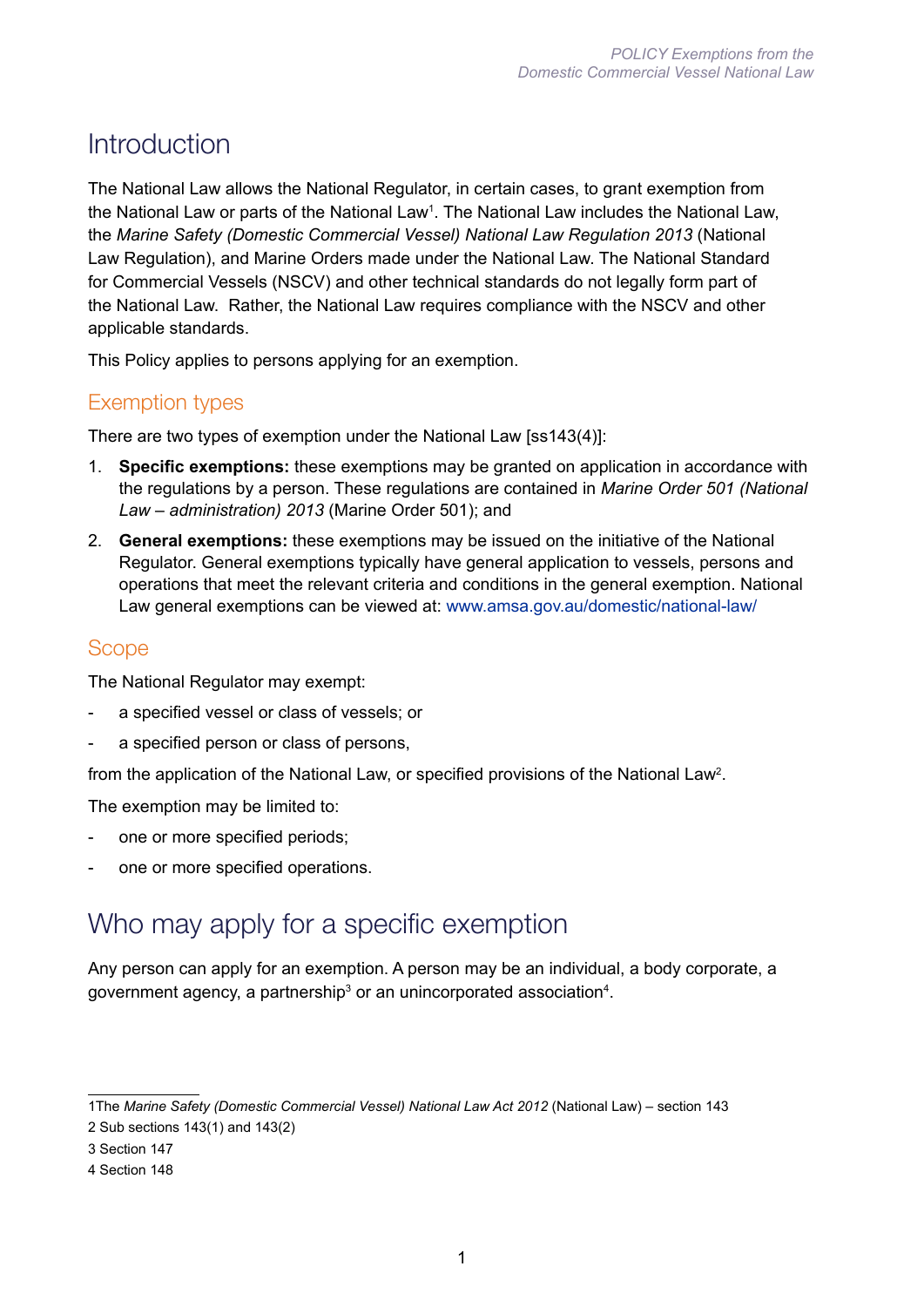# Introduction

The National Law allows the National Regulator, in certain cases, to grant exemption from the National Law or parts of the National Law[1]. The National Law includes the National Law, the *Marine Safety (Domestic Commercial Vessel) National Law Regulation 2013* (National Law Regulation), and Marine Orders made under the National Law. The National Standard for Commercial Vessels (NSCV) and other technical standards do not legally form part of the National Law. Rather, the National Law requires compliance with the NSCV and other applicable standards.

This Policy applies to persons applying for an exemption.

## Exemption types

There are two types of exemption under the National Law [ss143(4)]:

1. **Specific exemptions:** these exemptions may be granted on application in accordance with the regulations by a person. These regulations are contained in *Marine Order 501 (National Law – administration) 2013* (Marine Order 501); and
2. **General exemptions:** these exemptions may be issued on the initiative of the National Regulator. General exemptions typically have general application to vessels, persons and operations that meet the relevant criteria and conditions in the general exemption. National Law general exemptions can be viewed at: www.amsa.gov.au/domestic/national-law/

## Scope

The National Regulator may exempt:

- a specified vessel or class of vessels; or
- a specified person or class of persons,

from the application of the National Law, or specified provisions of the National Law[2].

The exemption may be limited to:

- one or more specified periods;
- one or more specified operations.

# Who may apply for a specific exemption

Any person can apply for an exemption. A person may be an individual, a body corporate, a government agency, a partnership[3] or an unincorporated association[4].

---

1 The *Marine Safety (Domestic Commercial Vessel) National Law Act 2012* (National Law) – section 143

2 Sub sections 143(1) and 143(2)

3 Section 147

4 Section 148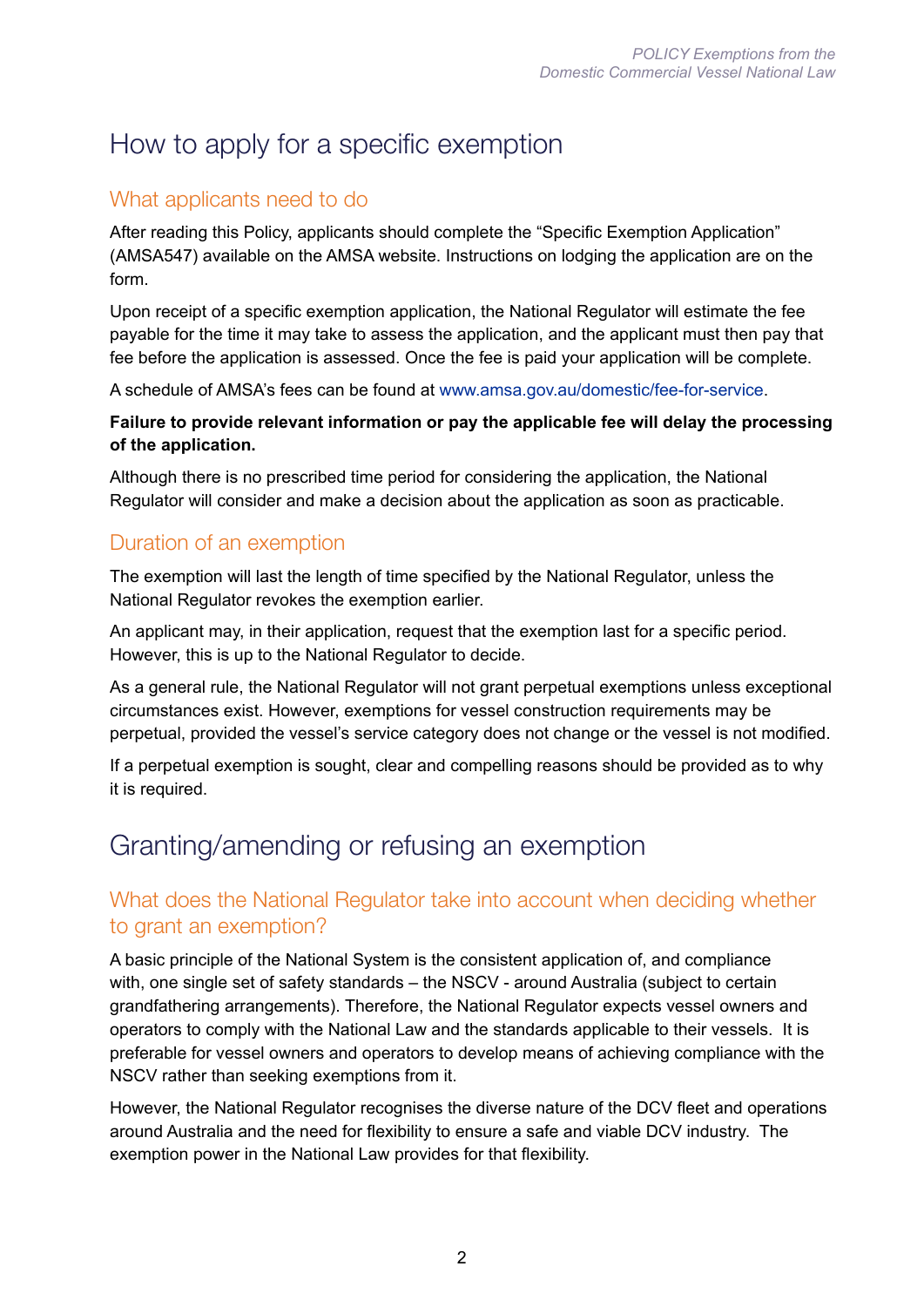# How to apply for a specific exemption

## What applicants need to do

After reading this Policy, applicants should complete the “Specific Exemption Application” (AMSA547) available on the AMSA website. Instructions on lodging the application are on the form.

Upon receipt of a specific exemption application, the National Regulator will estimate the fee payable for the time it may take to assess the application, and the applicant must then pay that fee before the application is assessed. Once the fee is paid your application will be complete.

A schedule of AMSA’s fees can be found at www.amsa.gov.au/domestic/fee-for-service.

**Failure to provide relevant information or pay the applicable fee will delay the processing of the application.**

Although there is no prescribed time period for considering the application, the National Regulator will consider and make a decision about the application as soon as practicable.

## Duration of an exemption

The exemption will last the length of time specified by the National Regulator, unless the National Regulator revokes the exemption earlier.

An applicant may, in their application, request that the exemption last for a specific period. However, this is up to the National Regulator to decide.

As a general rule, the National Regulator will not grant perpetual exemptions unless exceptional circumstances exist. However, exemptions for vessel construction requirements may be perpetual, provided the vessel’s service category does not change or the vessel is not modified.

If a perpetual exemption is sought, clear and compelling reasons should be provided as to why it is required.

# Granting/amending or refusing an exemption

## What does the National Regulator take into account when deciding whether to grant an exemption?

A basic principle of the National System is the consistent application of, and compliance with, one single set of safety standards – the NSCV - around Australia (subject to certain grandfathering arrangements). Therefore, the National Regulator expects vessel owners and operators to comply with the National Law and the standards applicable to their vessels. It is preferable for vessel owners and operators to develop means of achieving compliance with the NSCV rather than seeking exemptions from it.

However, the National Regulator recognises the diverse nature of the DCV fleet and operations around Australia and the need for flexibility to ensure a safe and viable DCV industry. The exemption power in the National Law provides for that flexibility.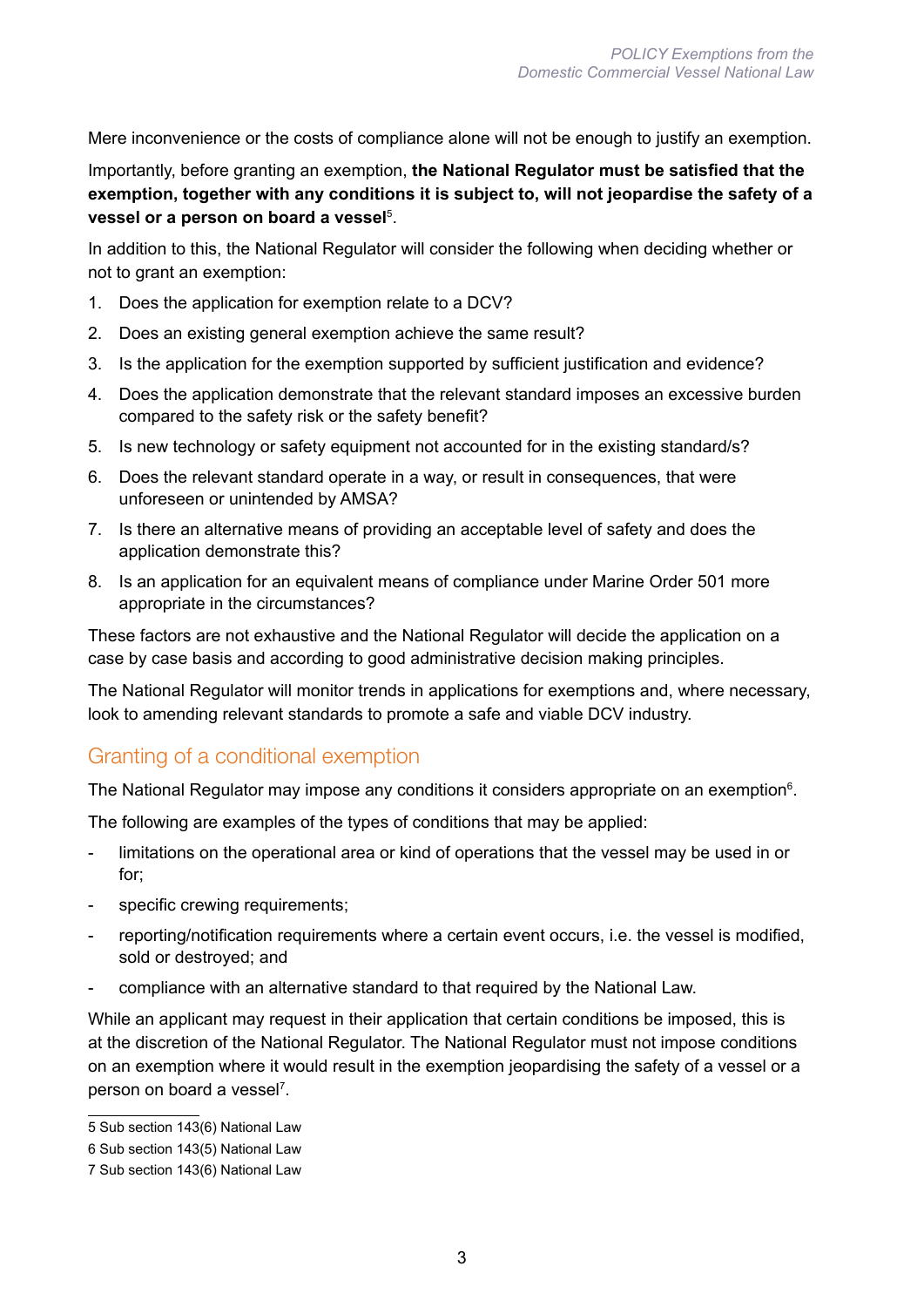Mere inconvenience or the costs of compliance alone will not be enough to justify an exemption.

Importantly, before granting an exemption, **the National Regulator must be satisfied that the exemption, together with any conditions it is subject to, will not jeopardise the safety of a vessel or a person on board a vessel**[5].

In addition to this, the National Regulator will consider the following when deciding whether or not to grant an exemption:

1. Does the application for exemption relate to a DCV?
2. Does an existing general exemption achieve the same result?
3. Is the application for the exemption supported by sufficient justification and evidence?
4. Does the application demonstrate that the relevant standard imposes an excessive burden compared to the safety risk or the safety benefit?
5. Is new technology or safety equipment not accounted for in the existing standard/s?
6. Does the relevant standard operate in a way, or result in consequences, that were unforeseen or unintended by AMSA?
7. Is there an alternative means of providing an acceptable level of safety and does the application demonstrate this?
8. Is an application for an equivalent means of compliance under Marine Order 501 more appropriate in the circumstances?

These factors are not exhaustive and the National Regulator will decide the application on a case by case basis and according to good administrative decision making principles.

The National Regulator will monitor trends in applications for exemptions and, where necessary, look to amending relevant standards to promote a safe and viable DCV industry.

## Granting of a conditional exemption

The National Regulator may impose any conditions it considers appropriate on an exemption[6].

The following are examples of the types of conditions that may be applied:

- limitations on the operational area or kind of operations that the vessel may be used in or for;
- specific crewing requirements;
- reporting/notification requirements where a certain event occurs, i.e. the vessel is modified, sold or destroyed; and
- compliance with an alternative standard to that required by the National Law.

While an applicant may request in their application that certain conditions be imposed, this is at the discretion of the National Regulator. The National Regulator must not impose conditions on an exemption where it would result in the exemption jeopardising the safety of a vessel or a person on board a vessel[7].

---

5 Sub section 143(6) National Law

6 Sub section 143(5) National Law

7 Sub section 143(6) National Law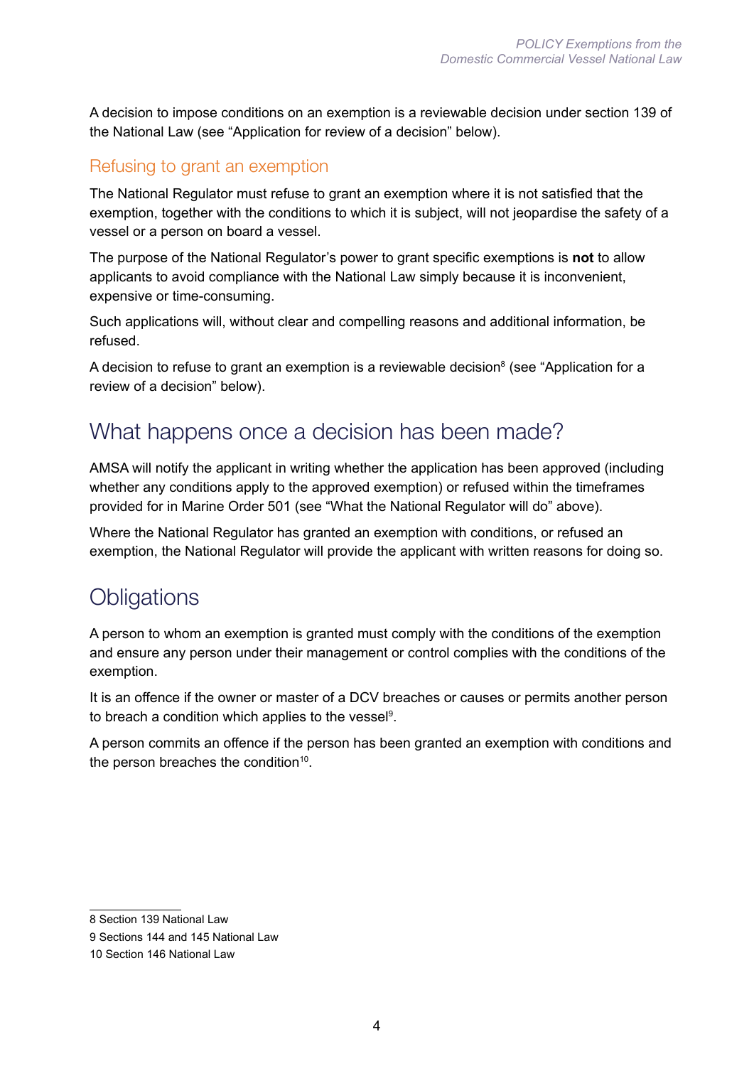A decision to impose conditions on an exemption is a reviewable decision under section 139 of the National Law (see "Application for review of a decision" below).

### Refusing to grant an exemption

The National Regulator must refuse to grant an exemption where it is not satisfied that the exemption, together with the conditions to which it is subject, will not jeopardise the safety of a vessel or a person on board a vessel.

The purpose of the National Regulator's power to grant specific exemptions is **not** to allow applicants to avoid compliance with the National Law simply because it is inconvenient, expensive or time-consuming.

Such applications will, without clear and compelling reasons and additional information, be refused.

A decision to refuse to grant an exemption is a reviewable decision[8] (see "Application for a review of a decision" below).

## What happens once a decision has been made?

AMSA will notify the applicant in writing whether the application has been approved (including whether any conditions apply to the approved exemption) or refused within the timeframes provided for in Marine Order 501 (see "What the National Regulator will do" above).

Where the National Regulator has granted an exemption with conditions, or refused an exemption, the National Regulator will provide the applicant with written reasons for doing so.

## Obligations

A person to whom an exemption is granted must comply with the conditions of the exemption and ensure any person under their management or control complies with the conditions of the exemption.

It is an offence if the owner or master of a DCV breaches or causes or permits another person to breach a condition which applies to the vessel[9].

A person commits an offence if the person has been granted an exemption with conditions and the person breaches the condition[10].

---

8 Section 139 National Law

9 Sections 144 and 145 National Law

10 Section 146 National Law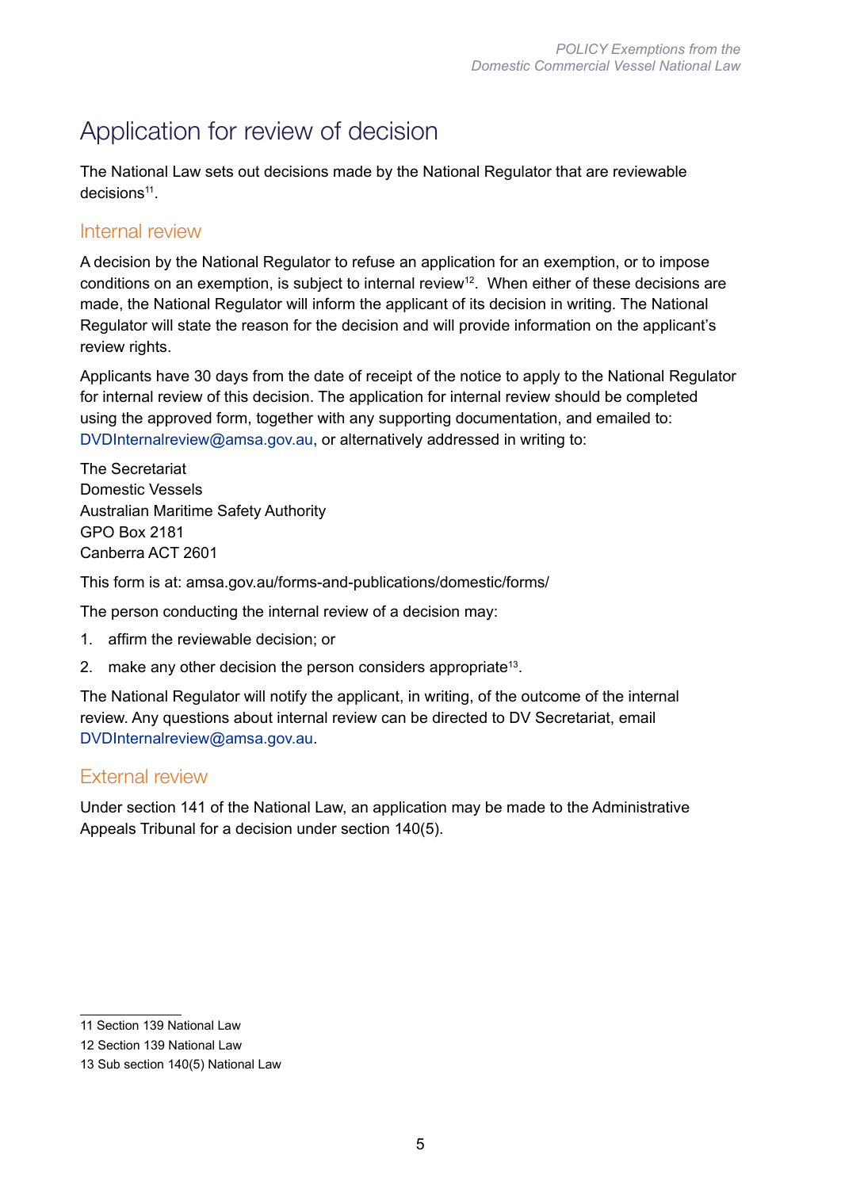# Application for review of decision

The National Law sets out decisions made by the National Regulator that are reviewable decisions[11].

## Internal review

A decision by the National Regulator to refuse an application for an exemption, or to impose conditions on an exemption, is subject to internal review[12]. When either of these decisions are made, the National Regulator will inform the applicant of its decision in writing. The National Regulator will state the reason for the decision and will provide information on the applicant's review rights.

Applicants have 30 days from the date of receipt of the notice to apply to the National Regulator for internal review of this decision. The application for internal review should be completed using the approved form, together with any supporting documentation, and emailed to: DVDInternalreview@amsa.gov.au, or alternatively addressed in writing to:

The Secretariat
Domestic Vessels
Australian Maritime Safety Authority
GPO Box 2181
Canberra ACT 2601

This form is at: amsa.gov.au/forms-and-publications/domestic/forms/

The person conducting the internal review of a decision may:

1. affirm the reviewable decision; or
2. make any other decision the person considers appropriate[13].

The National Regulator will notify the applicant, in writing, of the outcome of the internal review. Any questions about internal review can be directed to DV Secretariat, email DVDInternalreview@amsa.gov.au.

## External review

Under section 141 of the National Law, an application may be made to the Administrative Appeals Tribunal for a decision under section 140(5).

---

11 Section 139 National Law

12 Section 139 National Law

13 Sub section 140(5) National Law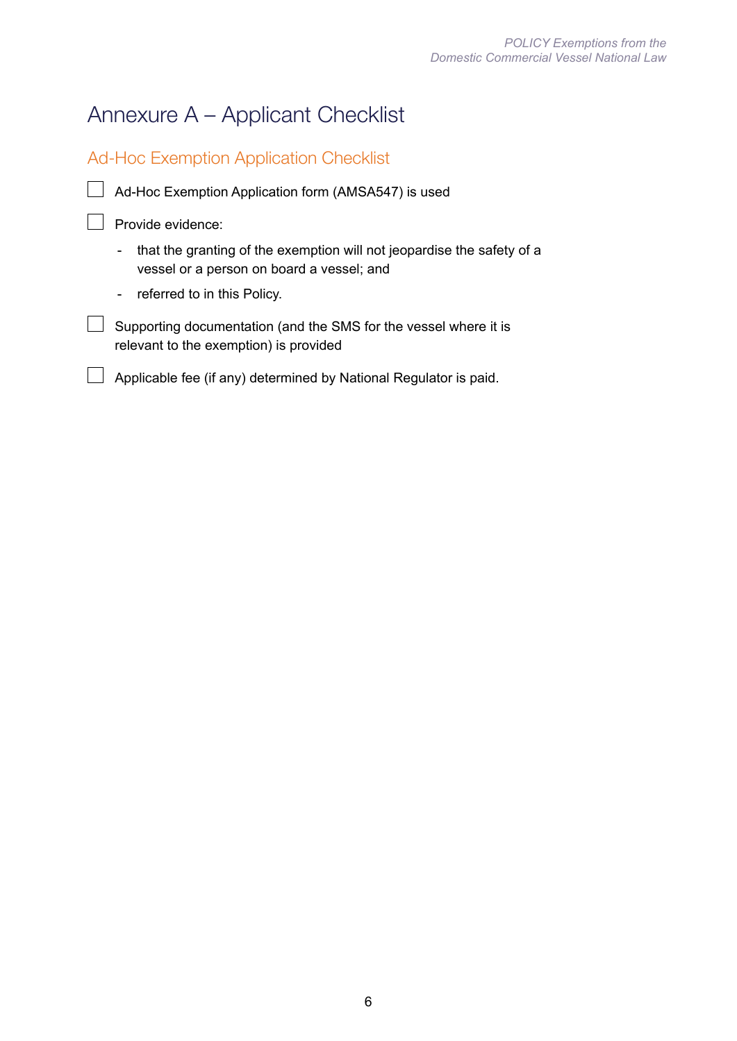# Annexure A – Applicant Checklist

## Ad-Hoc Exemption Application Checklist

- [ ] Ad-Hoc Exemption Application form (AMSA547) is used
- [ ] Provide evidence:
  - that the granting of the exemption will not jeopardise the safety of a vessel or a person on board a vessel; and
  - referred to in this Policy.
- [ ] Supporting documentation (and the SMS for the vessel where it is relevant to the exemption) is provided
- [ ] Applicable fee (if any) determined by National Regulator is paid.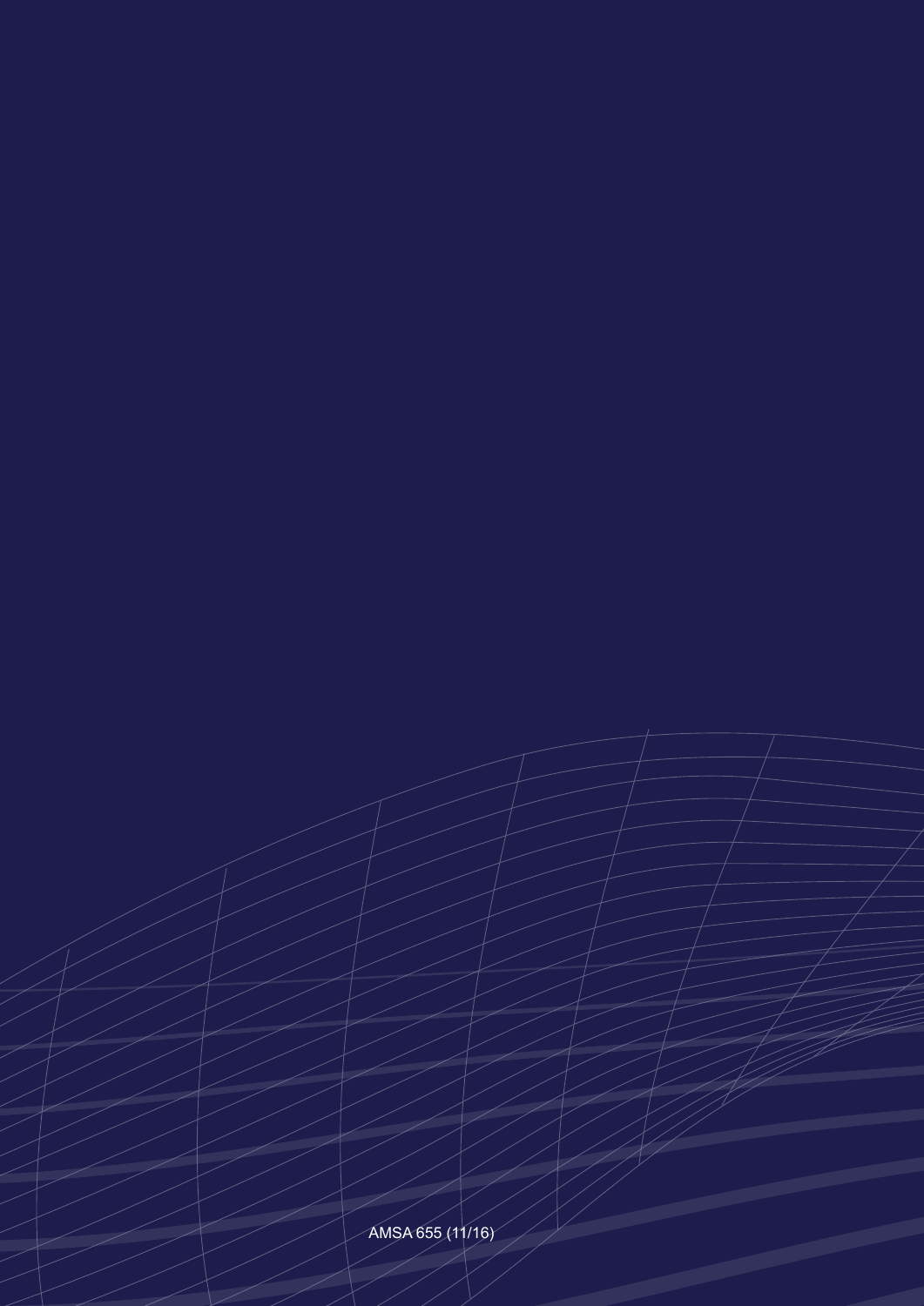AMSA 655 (11/16)